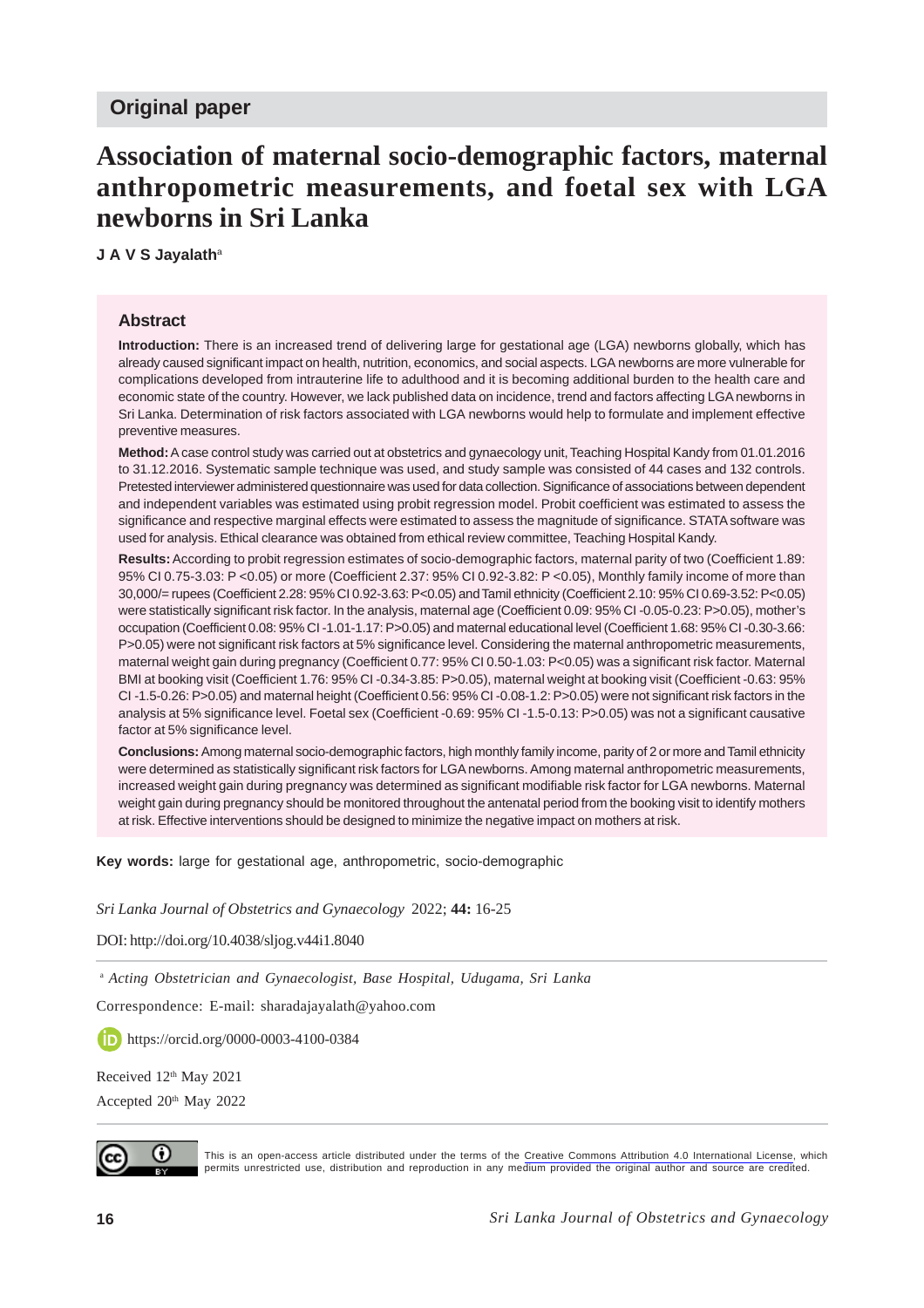**Original paper**

# Association of maternal socio-demographic factors, maternal anthropometric measurements, and foetal sex with LGA newborns in Sri Lanka

**J A V S Jayalath**[a]

## Abstract

**Introduction:** There is an increased trend of delivering large for gestational age (LGA) newborns globally, which has already caused significant impact on health, nutrition, economics, and social aspects. LGA newborns are more vulnerable for complications developed from intrauterine life to adulthood and it is becoming additional burden to the health care and economic state of the country. However, we lack published data on incidence, trend and factors affecting LGA newborns in Sri Lanka. Determination of risk factors associated with LGA newborns would help to formulate and implement effective preventive measures.

**Method:** A case control study was carried out at obstetrics and gynaecology unit, Teaching Hospital Kandy from 01.01.2016 to 31.12.2016. Systematic sample technique was used, and study sample was consisted of 44 cases and 132 controls. Pretested interviewer administered questionnaire was used for data collection. Significance of associations between dependent and independent variables was estimated using probit regression model. Probit coefficient was estimated to assess the significance and respective marginal effects were estimated to assess the magnitude of significance. STATA software was used for analysis. Ethical clearance was obtained from ethical review committee, Teaching Hospital Kandy.

**Results:** According to probit regression estimates of socio-demographic factors, maternal parity of two (Coefficient 1.89: 95% CI 0.75-3.03: P <0.05) or more (Coefficient 2.37: 95% CI 0.92-3.82: P <0.05), Monthly family income of more than 30,000/= rupees (Coefficient 2.28: 95% CI 0.92-3.63: P<0.05) and Tamil ethnicity (Coefficient 2.10: 95% CI 0.69-3.52: P<0.05) were statistically significant risk factor. In the analysis, maternal age (Coefficient 0.09: 95% CI -0.05-0.23: P>0.05), mother's occupation (Coefficient 0.08: 95% CI -1.01-1.17: P>0.05) and maternal educational level (Coefficient 1.68: 95% CI -0.30-3.66: P>0.05) were not significant risk factors at 5% significance level. Considering the maternal anthropometric measurements, maternal weight gain during pregnancy (Coefficient 0.77: 95% CI 0.50-1.03: P<0.05) was a significant risk factor. Maternal BMI at booking visit (Coefficient 1.76: 95% CI -0.34-3.85: P>0.05), maternal weight at booking visit (Coefficient -0.63: 95% CI -1.5-0.26: P>0.05) and maternal height (Coefficient 0.56: 95% CI -0.08-1.2: P>0.05) were not significant risk factors in the analysis at 5% significance level. Foetal sex (Coefficient -0.69: 95% CI -1.5-0.13: P>0.05) was not a significant causative factor at 5% significance level.

**Conclusions:** Among maternal socio-demographic factors, high monthly family income, parity of 2 or more and Tamil ethnicity were determined as statistically significant risk factors for LGA newborns. Among maternal anthropometric measurements, increased weight gain during pregnancy was determined as significant modifiable risk factor for LGA newborns. Maternal weight gain during pregnancy should be monitored throughout the antenatal period from the booking visit to identify mothers at risk. Effective interventions should be designed to minimize the negative impact on mothers at risk.

**Key words:** large for gestational age, anthropometric, socio-demographic

*Sri Lanka Journal of Obstetrics and Gynaecology* 2022; **44:** 16-25

DOI: http://doi.org/10.4038/sljog.v44i1.8040

[a] *Acting Obstetrician and Gynaecologist, Base Hospital, Udugama, Sri Lanka*

Correspondence: E-mail: sharadajayalath@yahoo.com

https://orcid.org/0000-0003-4100-0384

Received 12th May 2021

Accepted 20th May 2022

This is an open-access article distributed under the terms of the Creative Commons Attribution 4.0 International License, which permits unrestricted use, distribution and reproduction in any medium provided the original author and source are credited.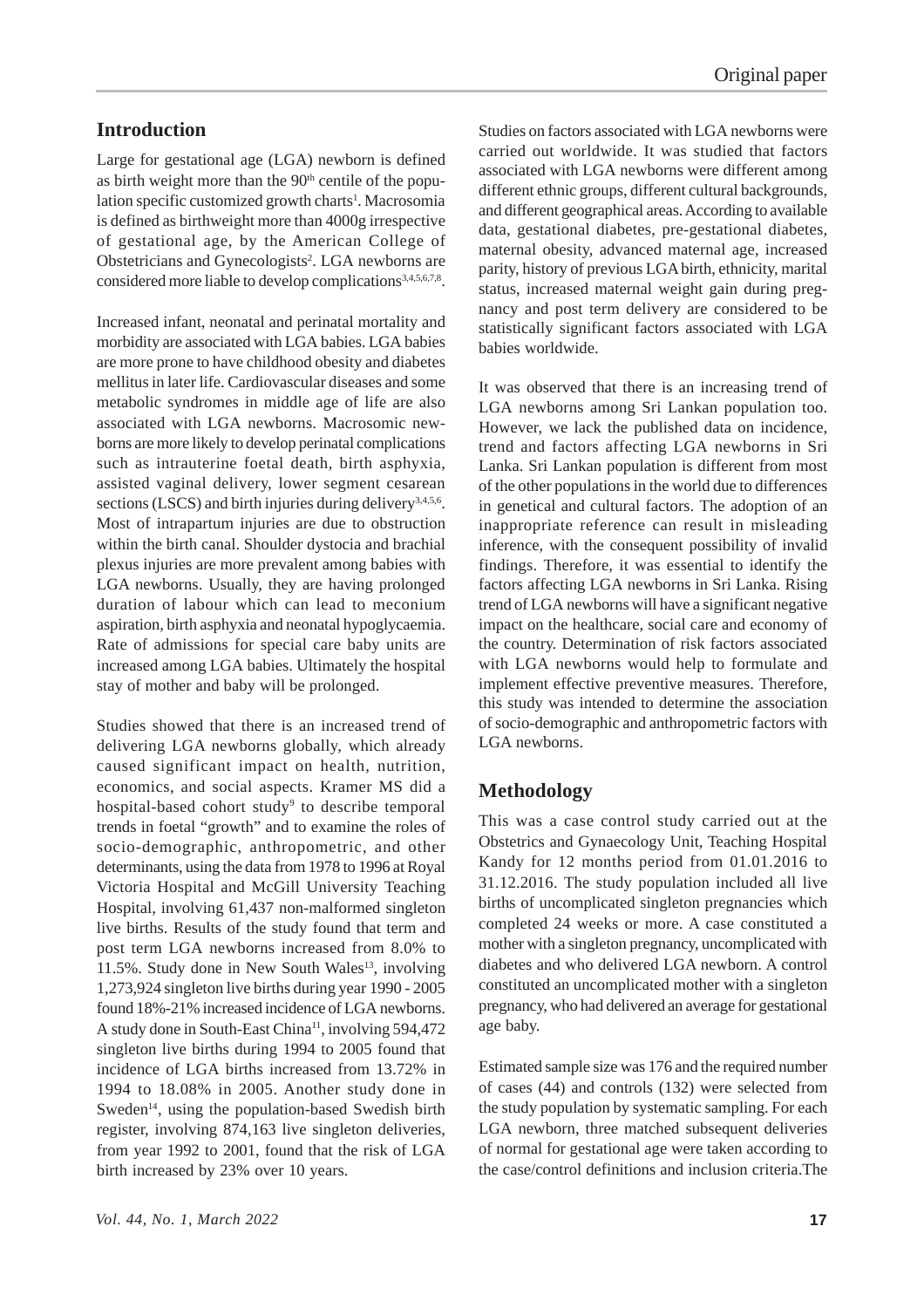## Introduction

Large for gestational age (LGA) newborn is defined as birth weight more than the 90th centile of the population specific customized growth charts[1]. Macrosomia is defined as birthweight more than 4000g irrespective of gestational age, by the American College of Obstetricians and Gynecologists[2]. LGA newborns are considered more liable to develop complications[3,4,5,6,7,8].

Increased infant, neonatal and perinatal mortality and morbidity are associated with LGA babies. LGA babies are more prone to have childhood obesity and diabetes mellitus in later life. Cardiovascular diseases and some metabolic syndromes in middle age of life are also associated with LGA newborns. Macrosomic newborns are more likely to develop perinatal complications such as intrauterine foetal death, birth asphyxia, assisted vaginal delivery, lower segment cesarean sections (LSCS) and birth injuries during delivery[3,4,5,6]. Most of intrapartum injuries are due to obstruction within the birth canal. Shoulder dystocia and brachial plexus injuries are more prevalent among babies with LGA newborns. Usually, they are having prolonged duration of labour which can lead to meconium aspiration, birth asphyxia and neonatal hypoglycaemia. Rate of admissions for special care baby units are increased among LGA babies. Ultimately the hospital stay of mother and baby will be prolonged.

Studies showed that there is an increased trend of delivering LGA newborns globally, which already caused significant impact on health, nutrition, economics, and social aspects. Kramer MS did a hospital-based cohort study[9] to describe temporal trends in foetal "growth" and to examine the roles of socio-demographic, anthropometric, and other determinants, using the data from 1978 to 1996 at Royal Victoria Hospital and McGill University Teaching Hospital, involving 61,437 non-malformed singleton live births. Results of the study found that term and post term LGA newborns increased from 8.0% to 11.5%. Study done in New South Wales[13], involving 1,273,924 singleton live births during year 1990 - 2005 found 18%-21% increased incidence of LGA newborns. A study done in South-East China[11], involving 594,472 singleton live births during 1994 to 2005 found that incidence of LGA births increased from 13.72% in 1994 to 18.08% in 2005. Another study done in Sweden[14], using the population-based Swedish birth register, involving 874,163 live singleton deliveries, from year 1992 to 2001, found that the risk of LGA birth increased by 23% over 10 years.

Studies on factors associated with LGA newborns were carried out worldwide. It was studied that factors associated with LGA newborns were different among different ethnic groups, different cultural backgrounds, and different geographical areas. According to available data, gestational diabetes, pre-gestational diabetes, maternal obesity, advanced maternal age, increased parity, history of previous LGA birth, ethnicity, marital status, increased maternal weight gain during pregnancy and post term delivery are considered to be statistically significant factors associated with LGA babies worldwide.

It was observed that there is an increasing trend of LGA newborns among Sri Lankan population too. However, we lack the published data on incidence, trend and factors affecting LGA newborns in Sri Lanka. Sri Lankan population is different from most of the other populations in the world due to differences in genetical and cultural factors. The adoption of an inappropriate reference can result in misleading inference, with the consequent possibility of invalid findings. Therefore, it was essential to identify the factors affecting LGA newborns in Sri Lanka. Rising trend of LGA newborns will have a significant negative impact on the healthcare, social care and economy of the country. Determination of risk factors associated with LGA newborns would help to formulate and implement effective preventive measures. Therefore, this study was intended to determine the association of socio-demographic and anthropometric factors with LGA newborns.

## Methodology

This was a case control study carried out at the Obstetrics and Gynaecology Unit, Teaching Hospital Kandy for 12 months period from 01.01.2016 to 31.12.2016. The study population included all live births of uncomplicated singleton pregnancies which completed 24 weeks or more. A case constituted a mother with a singleton pregnancy, uncomplicated with diabetes and who delivered LGA newborn. A control constituted an uncomplicated mother with a singleton pregnancy, who had delivered an average for gestational age baby.

Estimated sample size was 176 and the required number of cases (44) and controls (132) were selected from the study population by systematic sampling. For each LGA newborn, three matched subsequent deliveries of normal for gestational age were taken according to the case/control definitions and inclusion criteria.The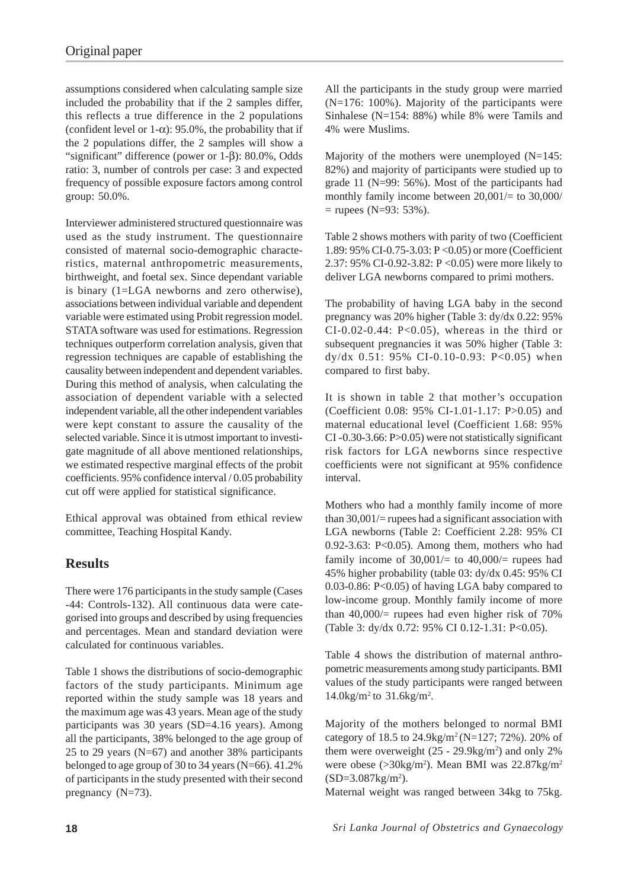assumptions considered when calculating sample size included the probability that if the 2 samples differ, this reflects a true difference in the 2 populations (confident level or 1-$\alpha$): 95.0%, the probability that if the 2 populations differ, the 2 samples will show a "significant" difference (power or 1-$\beta$): 80.0%, Odds ratio: 3, number of controls per case: 3 and expected frequency of possible exposure factors among control group: 50.0%.

Interviewer administered structured questionnaire was used as the study instrument. The questionnaire consisted of maternal socio-demographic characteristics, maternal anthropometric measurements, birthweight, and foetal sex. Since dependant variable is binary (1=LGA newborns and zero otherwise), associations between individual variable and dependent variable were estimated using Probit regression model. STATA software was used for estimations. Regression techniques outperform correlation analysis, given that regression techniques are capable of establishing the causality between independent and dependent variables. During this method of analysis, when calculating the association of dependent variable with a selected independent variable, all the other independent variables were kept constant to assure the causality of the selected variable. Since it is utmost important to investigate magnitude of all above mentioned relationships, we estimated respective marginal effects of the probit coefficients. 95% confidence interval / 0.05 probability cut off were applied for statistical significance.

Ethical approval was obtained from ethical review committee, Teaching Hospital Kandy.

## Results

There were 176 participants in the study sample (Cases -44: Controls-132). All continuous data were categorised into groups and described by using frequencies and percentages. Mean and standard deviation were calculated for continuous variables.

Table 1 shows the distributions of socio-demographic factors of the study participants. Minimum age reported within the study sample was 18 years and the maximum age was 43 years. Mean age of the study participants was 30 years (SD=4.16 years). Among all the participants, 38% belonged to the age group of 25 to 29 years (N=67) and another 38% participants belonged to age group of 30 to 34 years (N=66). 41.2% of participants in the study presented with their second pregnancy (N=73).

All the participants in the study group were married (N=176: 100%). Majority of the participants were Sinhalese (N=154: 88%) while 8% were Tamils and 4% were Muslims.

Majority of the mothers were unemployed (N=145: 82%) and majority of participants were studied up to grade 11 (N=99: 56%). Most of the participants had monthly family income between 20,001/= to 30,000/ = rupees (N=93: 53%).

Table 2 shows mothers with parity of two (Coefficient 1.89: 95% CI-0.75-3.03: P <0.05) or more (Coefficient 2.37: 95% CI-0.92-3.82: P <0.05) were more likely to deliver LGA newborns compared to primi mothers.

The probability of having LGA baby in the second pregnancy was 20% higher (Table 3: dy/dx 0.22: 95% CI-0.02-0.44: P<0.05), whereas in the third or subsequent pregnancies it was 50% higher (Table 3: dy/dx 0.51: 95% CI-0.10-0.93: P<0.05) when compared to first baby.

It is shown in table 2 that mother's occupation (Coefficient 0.08: 95% CI-1.01-1.17: P>0.05) and maternal educational level (Coefficient 1.68: 95% CI -0.30-3.66: P>0.05) were not statistically significant risk factors for LGA newborns since respective coefficients were not significant at 95% confidence interval.

Mothers who had a monthly family income of more than 30,001/= rupees had a significant association with LGA newborns (Table 2: Coefficient 2.28: 95% CI 0.92-3.63: P<0.05). Among them, mothers who had family income of 30,001/= to 40,000/= rupees had 45% higher probability (table 03: dy/dx 0.45: 95% CI 0.03-0.86: P<0.05) of having LGA baby compared to low-income group. Monthly family income of more than 40,000/= rupees had even higher risk of 70% (Table 3: dy/dx 0.72: 95% CI 0.12-1.31: P<0.05).

Table 4 shows the distribution of maternal anthropometric measurements among study participants. BMI values of the study participants were ranged between 14.0kg/m$^2$ to 31.6kg/m$^2$.

Majority of the mothers belonged to normal BMI category of 18.5 to 24.9kg/m$^2$ (N=127; 72%). 20% of them were overweight (25 - 29.9kg/m$^2$) and only 2% were obese (>30kg/m$^2$). Mean BMI was 22.87kg/m$^2$ (SD=3.087kg/m$^2$).

Maternal weight was ranged between 34kg to 75kg.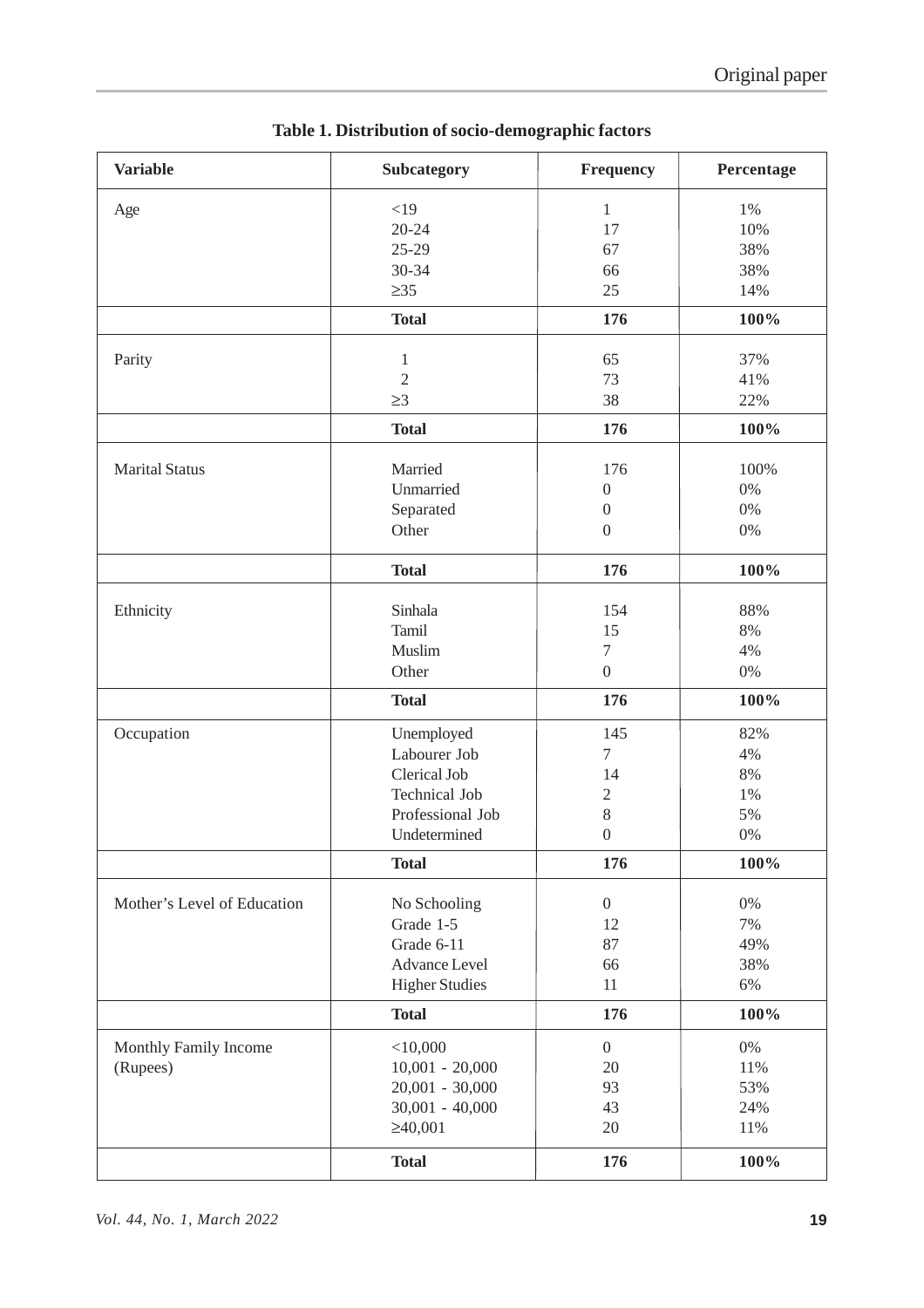**Table 1. Distribution of socio-demographic factors**

| Variable | Subcategory | Frequency | Percentage |
|---|---|---|---|
| Age | <19 | 1 | 1% |
| | 20-24 | 17 | 10% |
| | 25-29 | 67 | 38% |
| | 30-34 | 66 | 38% |
| | ≥35 | 25 | 14% |
| | **Total** | **176** | **100%** |
| Parity | 1 | 65 | 37% |
| | 2 | 73 | 41% |
| | ≥3 | 38 | 22% |
| | **Total** | **176** | **100%** |
| Marital Status | Married | 176 | 100% |
| | Unmarried | 0 | 0% |
| | Separated | 0 | 0% |
| | Other | 0 | 0% |
| | **Total** | **176** | **100%** |
| Ethnicity | Sinhala | 154 | 88% |
| | Tamil | 15 | 8% |
| | Muslim | 7 | 4% |
| | Other | 0 | 0% |
| | **Total** | **176** | **100%** |
| Occupation | Unemployed | 145 | 82% |
| | Labourer Job | 7 | 4% |
| | Clerical Job | 14 | 8% |
| | Technical Job | 2 | 1% |
| | Professional Job | 8 | 5% |
| | Undetermined | 0 | 0% |
| | **Total** | **176** | **100%** |
| Mother's Level of Education | No Schooling | 0 | 0% |
| | Grade 1-5 | 12 | 7% |
| | Grade 6-11 | 87 | 49% |
| | Advance Level | 66 | 38% |
| | Higher Studies | 11 | 6% |
| | **Total** | **176** | **100%** |
| Monthly Family Income (Rupees) | <10,000 | 0 | 0% |
| | 10,001 - 20,000 | 20 | 11% |
| | 20,001 - 30,000 | 93 | 53% |
| | 30,001 - 40,000 | 43 | 24% |
| | ≥40,001 | 20 | 11% |
| | **Total** | **176** | **100%** |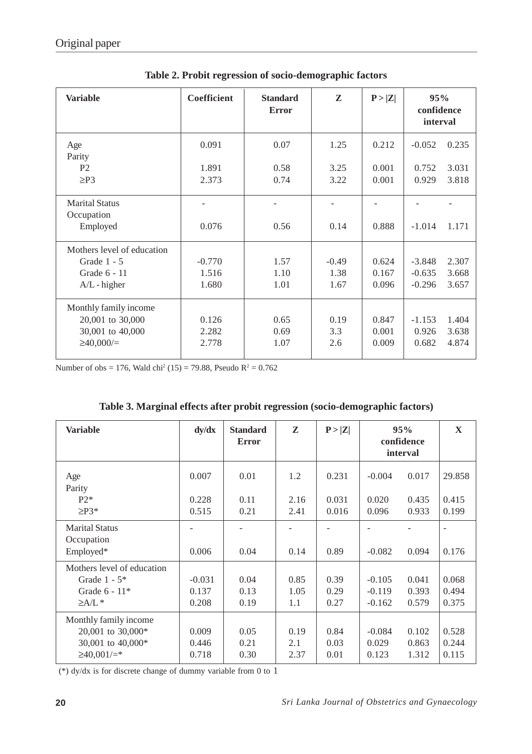**Table 2. Probit regression of socio-demographic factors**

| Variable | Coefficient | Standard Error | Z | P > \|Z\| | 95% confidence interval | |
|---|---|---|---|---|---|---|
| Age | 0.091 | 0.07 | 1.25 | 0.212 | -0.052 | 0.235 |
| Parity | | | | | | |
| P2 | 1.891 | 0.58 | 3.25 | 0.001 | 0.752 | 3.031 |
| ≥P3 | 2.373 | 0.74 | 3.22 | 0.001 | 0.929 | 3.818 |
| Marital Status | - | - | - | - | - | - |
| Occupation | | | | | | |
| Employed | 0.076 | 0.56 | 0.14 | 0.888 | -1.014 | 1.171 |
| Mothers level of education | | | | | | |
| Grade 1 - 5 | -0.770 | 1.57 | -0.49 | 0.624 | -3.848 | 2.307 |
| Grade 6 - 11 | 1.516 | 1.10 | 1.38 | 0.167 | -0.635 | 3.668 |
| A/L - higher | 1.680 | 1.01 | 1.67 | 0.096 | -0.296 | 3.657 |
| Monthly family income | | | | | | |
| 20,001 to 30,000 | 0.126 | 0.65 | 0.19 | 0.847 | -1.153 | 1.404 |
| 30,001 to 40,000 | 2.282 | 0.69 | 3.3 | 0.001 | 0.926 | 3.638 |
| ≥40,000/= | 2.778 | 1.07 | 2.6 | 0.009 | 0.682 | 4.874 |

Number of obs = 176, Wald $chi^2$ (15) = 79.88, Pseudo $R^2$ = 0.762

**Table 3. Marginal effects after probit regression (socio-demographic factors)**

| Variable | dy/dx | Standard Error | Z | P > \|Z\| | 95% confidence interval | | X |
|---|---|---|---|---|---|---|---|
| Age | 0.007 | 0.01 | 1.2 | 0.231 | -0.004 | 0.017 | 29.858 |
| Parity | | | | | | | |
| P2* | 0.228 | 0.11 | 2.16 | 0.031 | 0.020 | 0.435 | 0.415 |
| ≥P3* | 0.515 | 0.21 | 2.41 | 0.016 | 0.096 | 0.933 | 0.199 |
| Marital Status | - | - | - | - | - | - | - |
| Occupation | | | | | | | |
| Employed* | 0.006 | 0.04 | 0.14 | 0.89 | -0.082 | 0.094 | 0.176 |
| Mothers level of education | | | | | | | |
| Grade 1 - 5* | -0.031 | 0.04 | 0.85 | 0.39 | -0.105 | 0.041 | 0.068 |
| Grade 6 - 11* | 0.137 | 0.13 | 1.05 | 0.29 | -0.119 | 0.393 | 0.494 |
| ≥A/L * | 0.208 | 0.19 | 1.1 | 0.27 | -0.162 | 0.579 | 0.375 |
| Monthly family income | | | | | | | |
| 20,001 to 30,000* | 0.009 | 0.05 | 0.19 | 0.84 | -0.084 | 0.102 | 0.528 |
| 30,001 to 40,000* | 0.446 | 0.21 | 2.1 | 0.03 | 0.029 | 0.863 | 0.244 |
| ≥40,001/=* | 0.718 | 0.30 | 2.37 | 0.01 | 0.123 | 1.312 | 0.115 |

(*) dy/dx is for discrete change of dummy variable from 0 to 1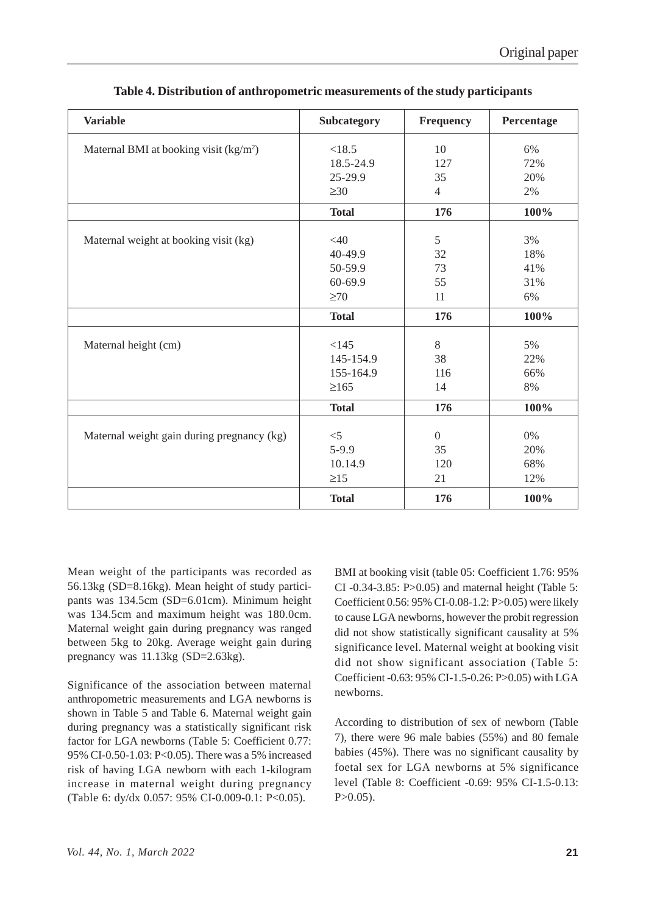**Table 4. Distribution of anthropometric measurements of the study participants**

| Variable | Subcategory | Frequency | Percentage |
|---|---|---|---|
| Maternal BMI at booking visit (kg/m$^2$) | <18.5 | 10 | 6% |
| | 18.5-24.9 | 127 | 72% |
| | 25-29.9 | 35 | 20% |
| | ≥30 | 4 | 2% |
| | **Total** | **176** | **100%** |
| Maternal weight at booking visit (kg) | <40 | 5 | 3% |
| | 40-49.9 | 32 | 18% |
| | 50-59.9 | 73 | 41% |
| | 60-69.9 | 55 | 31% |
| | ≥70 | 11 | 6% |
| | **Total** | **176** | **100%** |
| Maternal height (cm) | <145 | 8 | 5% |
| | 145-154.9 | 38 | 22% |
| | 155-164.9 | 116 | 66% |
| | ≥165 | 14 | 8% |
| | **Total** | **176** | **100%** |
| Maternal weight gain during pregnancy (kg) | <5 | 0 | 0% |
| | 5-9.9 | 35 | 20% |
| | 10.14.9 | 120 | 68% |
| | ≥15 | 21 | 12% |
| | **Total** | **176** | **100%** |

Mean weight of the participants was recorded as 56.13kg (SD=8.16kg). Mean height of study participants was 134.5cm (SD=6.01cm). Minimum height was 134.5cm and maximum height was 180.0cm. Maternal weight gain during pregnancy was ranged between 5kg to 20kg. Average weight gain during pregnancy was 11.13kg (SD=2.63kg).

Significance of the association between maternal anthropometric measurements and LGA newborns is shown in Table 5 and Table 6. Maternal weight gain during pregnancy was a statistically significant risk factor for LGA newborns (Table 5: Coefficient 0.77: 95% CI-0.50-1.03: P<0.05). There was a 5% increased risk of having LGA newborn with each 1-kilogram increase in maternal weight during pregnancy (Table 6: dy/dx 0.057: 95% CI-0.009-0.1: P<0.05).

BMI at booking visit (table 05: Coefficient 1.76: 95% CI -0.34-3.85: P>0.05) and maternal height (Table 5: Coefficient 0.56: 95% CI-0.08-1.2: P>0.05) were likely to cause LGA newborns, however the probit regression did not show statistically significant causality at 5% significance level. Maternal weight at booking visit did not show significant association (Table 5: Coefficient -0.63: 95% CI-1.5-0.26: P>0.05) with LGA newborns.

According to distribution of sex of newborn (Table 7), there were 96 male babies (55%) and 80 female babies (45%). There was no significant causality by foetal sex for LGA newborns at 5% significance level (Table 8: Coefficient -0.69: 95% CI-1.5-0.13: P>0.05).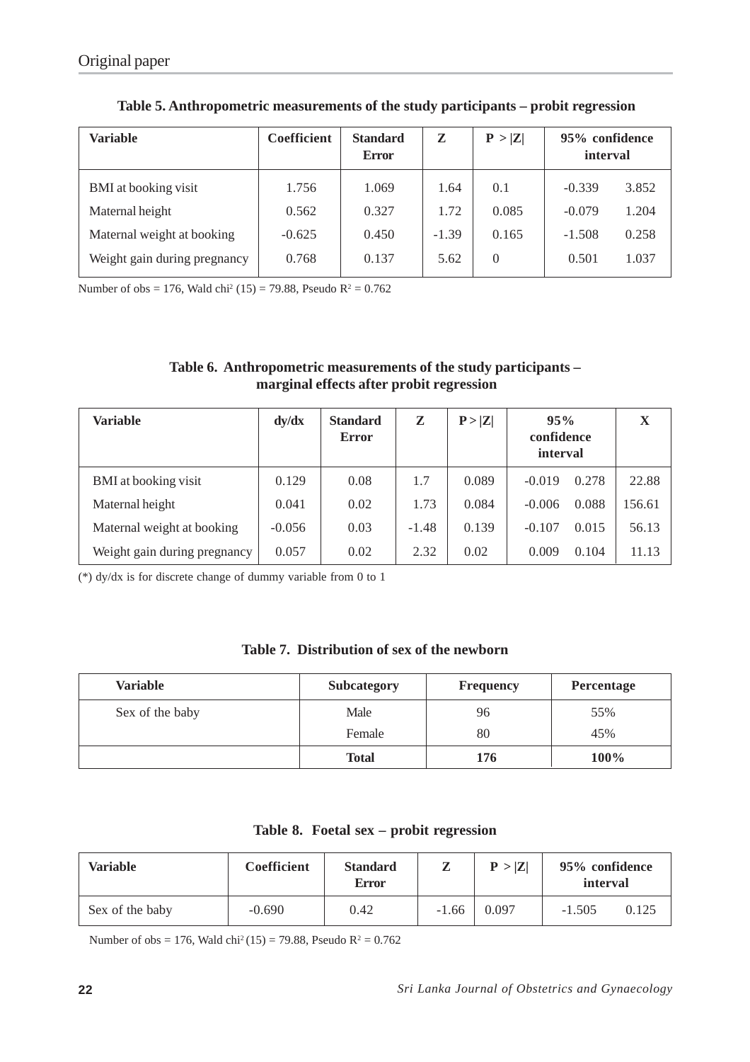**Table 5. Anthropometric measurements of the study participants – probit regression**

| Variable | Coefficient | Standard Error | Z | P > \|Z\| | 95% confidence interval | |
|---|---|---|---|---|---|---|
| BMI at booking visit | 1.756 | 1.069 | 1.64 | 0.1 | -0.339 | 3.852 |
| Maternal height | 0.562 | 0.327 | 1.72 | 0.085 | -0.079 | 1.204 |
| Maternal weight at booking | -0.625 | 0.450 | -1.39 | 0.165 | -1.508 | 0.258 |
| Weight gain during pregnancy | 0.768 | 0.137 | 5.62 | 0 | 0.501 | 1.037 |

Number of obs = 176, Wald $chi^2$ (15) = 79.88, Pseudo $R^2$ = 0.762

**Table 6. Anthropometric measurements of the study participants – marginal effects after probit regression**

| Variable | dy/dx | Standard Error | Z | P > \|Z\| | 95% confidence interval | | X |
|---|---|---|---|---|---|---|---|
| BMI at booking visit | 0.129 | 0.08 | 1.7 | 0.089 | -0.019 | 0.278 | 22.88 |
| Maternal height | 0.041 | 0.02 | 1.73 | 0.084 | -0.006 | 0.088 | 156.61 |
| Maternal weight at booking | -0.056 | 0.03 | -1.48 | 0.139 | -0.107 | 0.015 | 56.13 |
| Weight gain during pregnancy | 0.057 | 0.02 | 2.32 | 0.02 | 0.009 | 0.104 | 11.13 |

(*) dy/dx is for discrete change of dummy variable from 0 to 1

**Table 7. Distribution of sex of the newborn**

| Variable | Subcategory | Frequency | Percentage |
|---|---|---|---|
| Sex of the baby | Male | 96 | 55% |
| | Female | 80 | 45% |
| | **Total** | **176** | **100%** |

**Table 8. Foetal sex – probit regression**

| Variable | Coefficient | Standard Error | Z | P > \|Z\| | 95% confidence interval | |
|---|---|---|---|---|---|---|
| Sex of the baby | -0.690 | 0.42 | -1.66 | 0.097 | -1.505 | 0.125 |

Number of obs = 176, Wald $chi^2$ (15) = 79.88, Pseudo $R^2$ = 0.762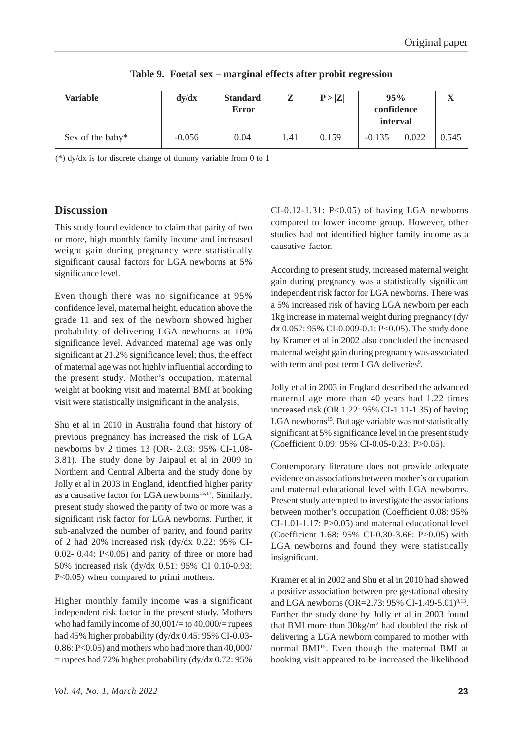**Table 9. Foetal sex – marginal effects after probit regression**

| Variable | dy/dx | Standard Error | Z | P > \|Z\| | 95% confidence interval | | X |
|---|---|---|---|---|---|---|---|
| Sex of the baby* | -0.056 | 0.04 | 1.41 | 0.159 | -0.135 | 0.022 | 0.545 |

(*) dy/dx is for discrete change of dummy variable from 0 to 1

## Discussion

This study found evidence to claim that parity of two or more, high monthly family income and increased weight gain during pregnancy were statistically significant causal factors for LGA newborns at 5% significance level.

Even though there was no significance at 95% confidence level, maternal height, education above the grade 11 and sex of the newborn showed higher probability of delivering LGA newborns at 10% significance level. Advanced maternal age was only significant at 21.2% significance level; thus, the effect of maternal age was not highly influential according to the present study. Mother's occupation, maternal weight at booking visit and maternal BMI at booking visit were statistically insignificant in the analysis.

Shu et al in 2010 in Australia found that history of previous pregnancy has increased the risk of LGA newborns by 2 times 13 (OR- 2.03: 95% CI-1.08-3.81). The study done by Jaipaul et al in 2009 in Northern and Central Alberta and the study done by Jolly et al in 2003 in England, identified higher parity as a causative factor for LGA newborns[15,17]. Similarly, present study showed the parity of two or more was a significant risk factor for LGA newborns. Further, it sub-analyzed the number of parity, and found parity of 2 had 20% increased risk (dy/dx 0.22: 95% CI-0.02- 0.44: P<0.05) and parity of three or more had 50% increased risk (dy/dx 0.51: 95% CI 0.10-0.93: P<0.05) when compared to primi mothers.

Higher monthly family income was a significant independent risk factor in the present study. Mothers who had family income of 30,001/= to 40,000/= rupees had 45% higher probability (dy/dx 0.45: 95% CI-0.03-0.86: P<0.05) and mothers who had more than 40,000/= rupees had 72% higher probability (dy/dx 0.72: 95% CI-0.12-1.31: P<0.05) of having LGA newborns compared to lower income group. However, other studies had not identified higher family income as a causative factor.

According to present study, increased maternal weight gain during pregnancy was a statistically significant independent risk factor for LGA newborns. There was a 5% increased risk of having LGA newborn per each 1kg increase in maternal weight during pregnancy (dy/dx 0.057: 95% CI-0.009-0.1: P<0.05). The study done by Kramer et al in 2002 also concluded the increased maternal weight gain during pregnancy was associated with term and post term LGA deliveries[9].

Jolly et al in 2003 in England described the advanced maternal age more than 40 years had 1.22 times increased risk (OR 1.22: 95% CI-1.11-1.35) of having LGA newborns[15]. But age variable was not statistically significant at 5% significance level in the present study (Coefficient 0.09: 95% CI-0.05-0.23: P>0.05).

Contemporary literature does not provide adequate evidence on associations between mother's occupation and maternal educational level with LGA newborns. Present study attempted to investigate the associations between mother's occupation (Coefficient 0.08: 95% CI-1.01-1.17: P>0.05) and maternal educational level (Coefficient 1.68: 95% CI-0.30-3.66: P>0.05) with LGA newborns and found they were statistically insignificant.

Kramer et al in 2002 and Shu et al in 2010 had showed a positive association between pre gestational obesity and LGA newborns (OR=2.73: 95% CI-1.49-5.01)[9,13]. Further the study done by Jolly et al in 2003 found that BMI more than 30kg/m$^2$ had doubled the risk of delivering a LGA newborn compared to mother with normal BMI[15]. Even though the maternal BMI at booking visit appeared to be increased the likelihood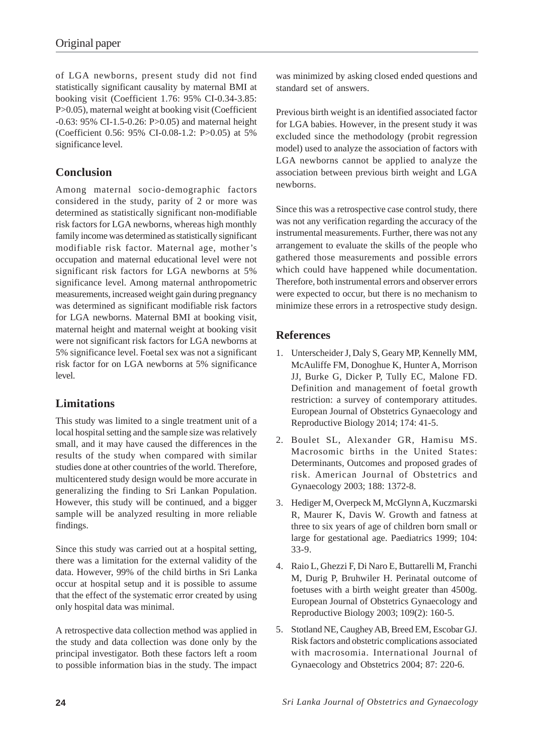of LGA newborns, present study did not find statistically significant causality by maternal BMI at booking visit (Coefficient 1.76: 95% CI-0.34-3.85: P>0.05), maternal weight at booking visit (Coefficient -0.63: 95% CI-1.5-0.26: P>0.05) and maternal height (Coefficient 0.56: 95% CI-0.08-1.2: P>0.05) at 5% significance level.

## Conclusion

Among maternal socio-demographic factors considered in the study, parity of 2 or more was determined as statistically significant non-modifiable risk factors for LGA newborns, whereas high monthly family income was determined as statistically significant modifiable risk factor. Maternal age, mother's occupation and maternal educational level were not significant risk factors for LGA newborns at 5% significance level. Among maternal anthropometric measurements, increased weight gain during pregnancy was determined as significant modifiable risk factors for LGA newborns. Maternal BMI at booking visit, maternal height and maternal weight at booking visit were not significant risk factors for LGA newborns at 5% significance level. Foetal sex was not a significant risk factor for on LGA newborns at 5% significance level.

## Limitations

This study was limited to a single treatment unit of a local hospital setting and the sample size was relatively small, and it may have caused the differences in the results of the study when compared with similar studies done at other countries of the world. Therefore, multicentered study design would be more accurate in generalizing the finding to Sri Lankan Population. However, this study will be continued, and a bigger sample will be analyzed resulting in more reliable findings.

Since this study was carried out at a hospital setting, there was a limitation for the external validity of the data. However, 99% of the child births in Sri Lanka occur at hospital setup and it is possible to assume that the effect of the systematic error created by using only hospital data was minimal.

A retrospective data collection method was applied in the study and data collection was done only by the principal investigator. Both these factors left a room to possible information bias in the study. The impact was minimized by asking closed ended questions and standard set of answers.

Previous birth weight is an identified associated factor for LGA babies. However, in the present study it was excluded since the methodology (probit regression model) used to analyze the association of factors with LGA newborns cannot be applied to analyze the association between previous birth weight and LGA newborns.

Since this was a retrospective case control study, there was not any verification regarding the accuracy of the instrumental measurements. Further, there was not any arrangement to evaluate the skills of the people who gathered those measurements and possible errors which could have happened while documentation. Therefore, both instrumental errors and observer errors were expected to occur, but there is no mechanism to minimize these errors in a retrospective study design.

## References

1. Unterscheider J, Daly S, Geary MP, Kennelly MM, McAuliffe FM, Donoghue K, Hunter A, Morrison JJ, Burke G, Dicker P, Tully EC, Malone FD. Definition and management of foetal growth restriction: a survey of contemporary attitudes. European Journal of Obstetrics Gynaecology and Reproductive Biology 2014; 174: 41-5.
2. Boulet SL, Alexander GR, Hamisu MS. Macrosomic births in the United States: Determinants, Outcomes and proposed grades of risk. American Journal of Obstetrics and Gynaecology 2003; 188: 1372-8.
3. Hediger M, Overpeck M, McGlynn A, Kuczmarski R, Maurer K, Davis W. Growth and fatness at three to six years of age of children born small or large for gestational age. Paediatrics 1999; 104: 33-9.
4. Raio L, Ghezzi F, Di Naro E, Buttarelli M, Franchi M, Durig P, Bruhwiler H. Perinatal outcome of foetuses with a birth weight greater than 4500g. European Journal of Obstetrics Gynaecology and Reproductive Biology 2003; 109(2): 160-5.
5. Stotland NE, Caughey AB, Breed EM, Escobar GJ. Risk factors and obstetric complications associated with macrosomia. International Journal of Gynaecology and Obstetrics 2004; 87: 220-6.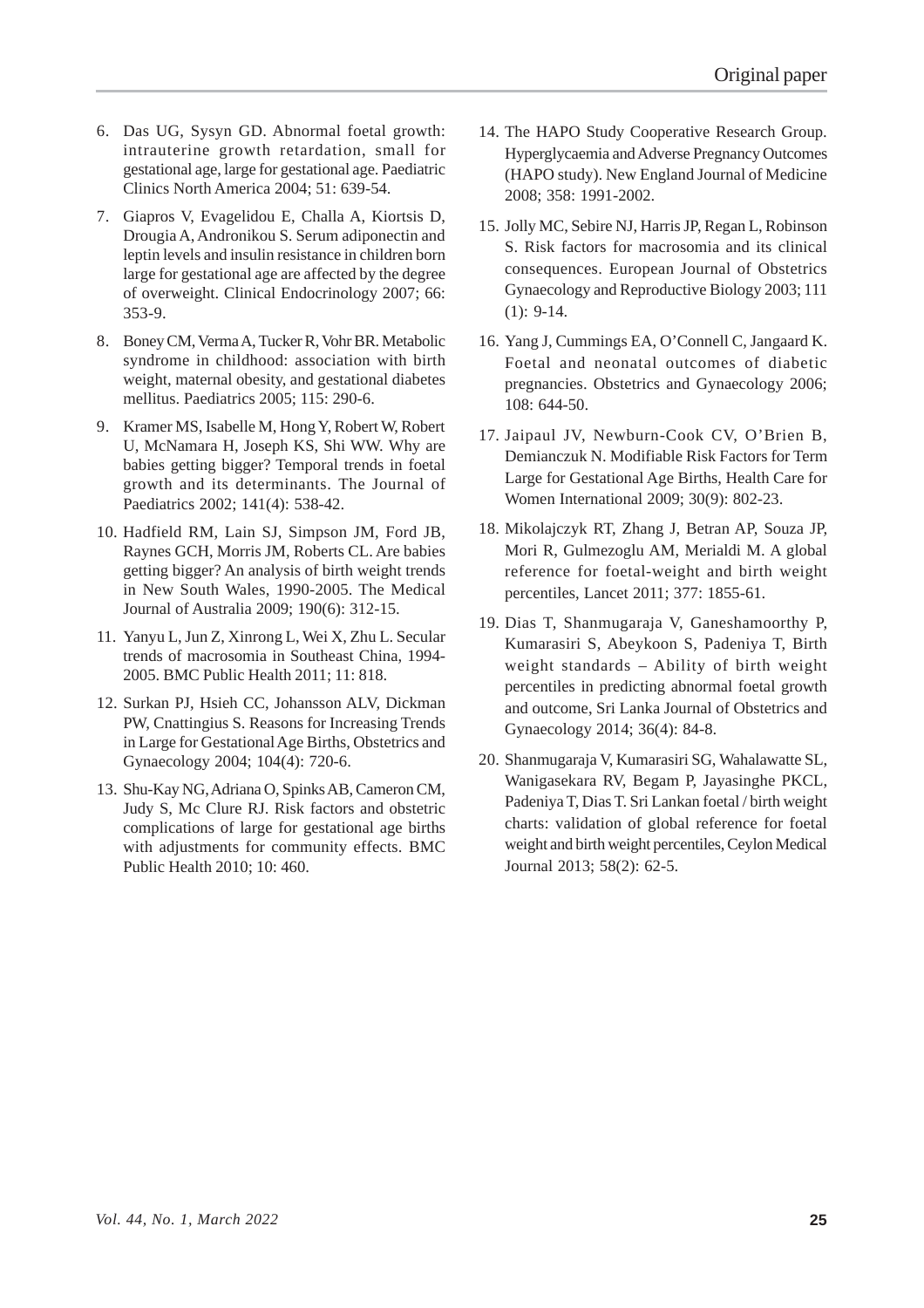6. Das UG, Sysyn GD. Abnormal foetal growth: intrauterine growth retardation, small for gestational age, large for gestational age. Paediatric Clinics North America 2004; 51: 639-54.
7. Giapros V, Evagelidou E, Challa A, Kiortsis D, Drougia A, Andronikou S. Serum adiponectin and leptin levels and insulin resistance in children born large for gestational age are affected by the degree of overweight. Clinical Endocrinology 2007; 66: 353-9.
8. Boney CM, Verma A, Tucker R, Vohr BR. Metabolic syndrome in childhood: association with birth weight, maternal obesity, and gestational diabetes mellitus. Paediatrics 2005; 115: 290-6.
9. Kramer MS, Isabelle M, Hong Y, Robert W, Robert U, McNamara H, Joseph KS, Shi WW. Why are babies getting bigger? Temporal trends in foetal growth and its determinants. The Journal of Paediatrics 2002; 141(4): 538-42.
10. Hadfield RM, Lain SJ, Simpson JM, Ford JB, Raynes GCH, Morris JM, Roberts CL. Are babies getting bigger? An analysis of birth weight trends in New South Wales, 1990-2005. The Medical Journal of Australia 2009; 190(6): 312-15.
11. Yanyu L, Jun Z, Xinrong L, Wei X, Zhu L. Secular trends of macrosomia in Southeast China, 1994-2005. BMC Public Health 2011; 11: 818.
12. Surkan PJ, Hsieh CC, Johansson ALV, Dickman PW, Cnattingius S. Reasons for Increasing Trends in Large for Gestational Age Births, Obstetrics and Gynaecology 2004; 104(4): 720-6.
13. Shu-Kay NG, Adriana O, Spinks AB, Cameron CM, Judy S, Mc Clure RJ. Risk factors and obstetric complications of large for gestational age births with adjustments for community effects. BMC Public Health 2010; 10: 460.
14. The HAPO Study Cooperative Research Group. Hyperglycaemia and Adverse Pregnancy Outcomes (HAPO study). New England Journal of Medicine 2008; 358: 1991-2002.
15. Jolly MC, Sebire NJ, Harris JP, Regan L, Robinson S. Risk factors for macrosomia and its clinical consequences. European Journal of Obstetrics Gynaecology and Reproductive Biology 2003; 111 (1): 9-14.
16. Yang J, Cummings EA, O'Connell C, Jangaard K. Foetal and neonatal outcomes of diabetic pregnancies. Obstetrics and Gynaecology 2006; 108: 644-50.
17. Jaipaul JV, Newburn-Cook CV, O'Brien B, Demianczuk N. Modifiable Risk Factors for Term Large for Gestational Age Births, Health Care for Women International 2009; 30(9): 802-23.
18. Mikolajczyk RT, Zhang J, Betran AP, Souza JP, Mori R, Gulmezoglu AM, Merialdi M. A global reference for foetal-weight and birth weight percentiles, Lancet 2011; 377: 1855-61.
19. Dias T, Shanmugaraja V, Ganeshamoorthy P, Kumarasiri S, Abeykoon S, Padeniya T, Birth weight standards – Ability of birth weight percentiles in predicting abnormal foetal growth and outcome, Sri Lanka Journal of Obstetrics and Gynaecology 2014; 36(4): 84-8.
20. Shanmugaraja V, Kumarasiri SG, Wahalawatte SL, Wanigasekara RV, Begam P, Jayasinghe PKCL, Padeniya T, Dias T. Sri Lankan foetal / birth weight charts: validation of global reference for foetal weight and birth weight percentiles, Ceylon Medical Journal 2013; 58(2): 62-5.